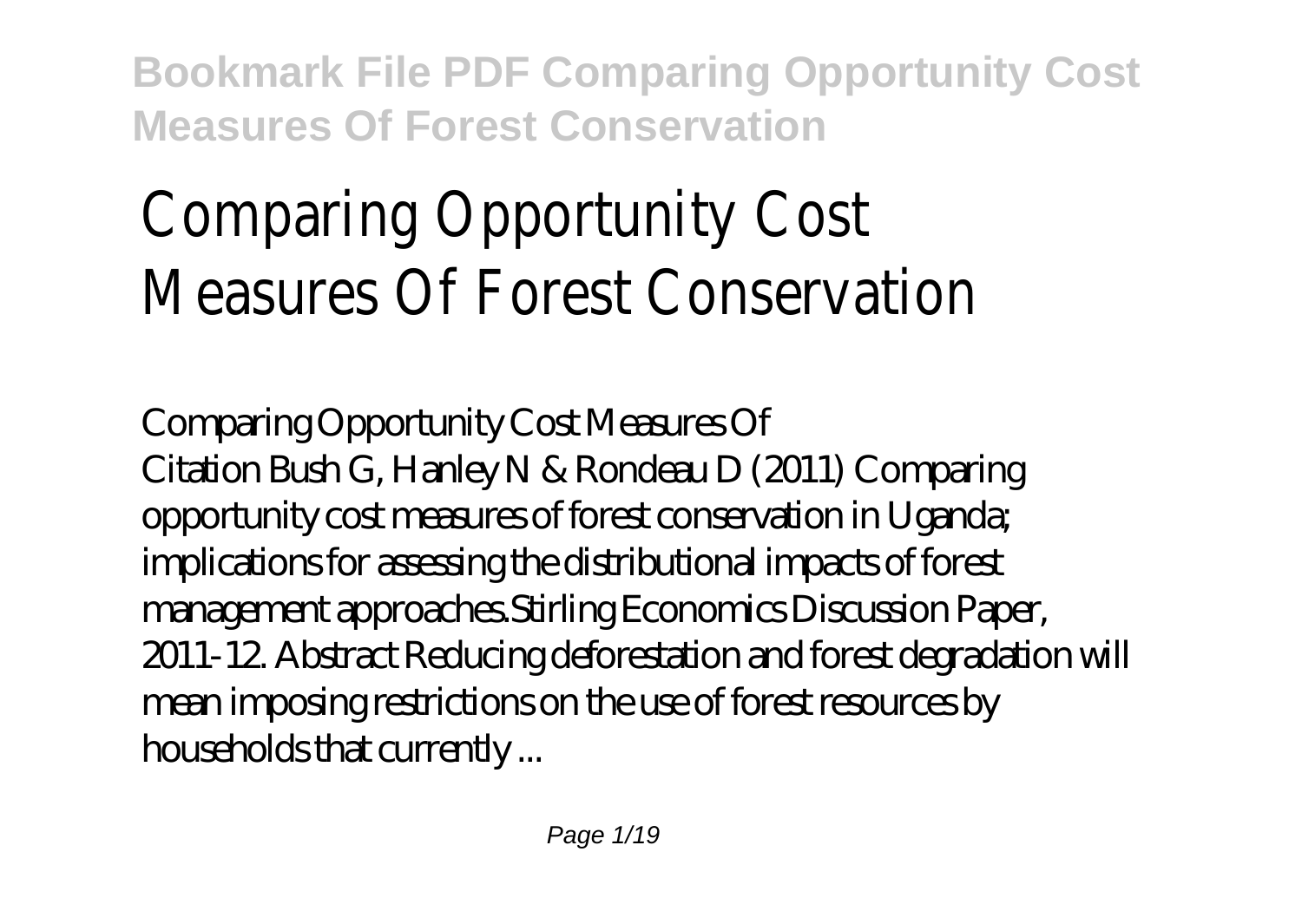# Comparing Opportunity Cost Measures Of Forest Conservation

*Comparing Opportunity Cost Measures Of*

Citation Bush G, Hanley N & Rondeau D (2011) Comparing opportunity cost measures of forest conservation in Uganda; implications for assessing the distributional impacts of forest management approaches.Stirling Economics Discussion Paper, 2011-12. Abstract Reducing deforestation and forest degradation will mean imposing restrictions on the use of forest resources by households that currently ...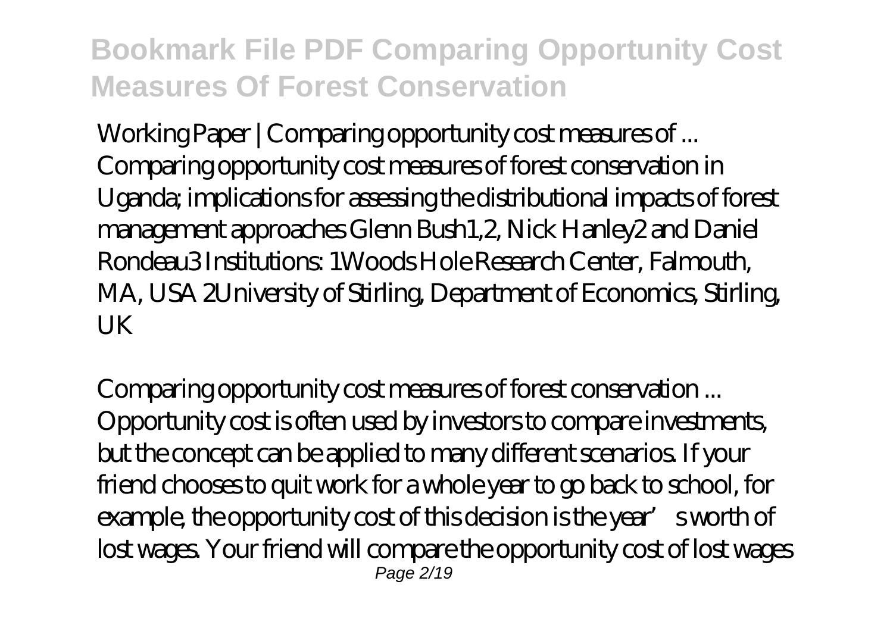*Working Paper | Comparing opportunity cost measures of ...*

Comparing opportunity cost measures of forest conservation in Uganda; implications for assessing the distributional impacts of forest management approaches Glenn Bush1,2, Nick Hanley2 and Daniel Rondeau3 Institutions: 1Woods Hole Research Center, Falmouth, MA, USA 2University of Stirling, Department of Economics, Stirling, UK

*Comparing opportunity cost measures of forest conservation ...*

Opportunity cost is often used by investors to compare investments, but the concept can be applied to many different scenarios. If your friend chooses to quit work for a whole year to go back to school, for example, the opportunity cost of this decision is the year's worth of lost wages. Your friend will compare the opportunity cost of lost wages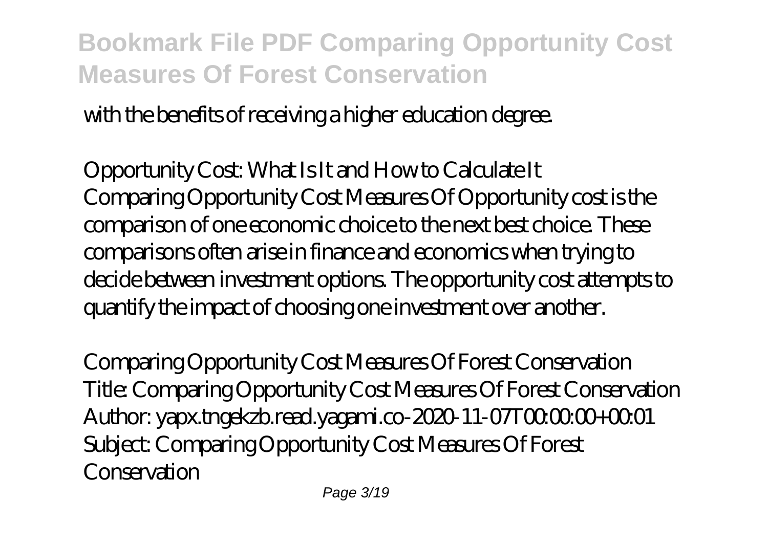with the benefits of receiving a higher education degree.

*Opportunity Cost: What Is It and How to Calculate It*

Comparing Opportunity Cost Measures Of Opportunity cost is the comparison of one economic choice to the next best choice. These comparisons often arise in finance and economics when trying to decide between investment options. The opportunity cost attempts to quantify the impact of choosing one investment over another.

*Comparing Opportunity Cost Measures Of Forest Conservation*

Title: Comparing Opportunity Cost Measures Of Forest Conservation
Author: yapx.tngekzb.read.yagami.co-2020-11-07T00:00:00+00:01
Subject: Comparing Opportunity Cost Measures Of Forest Conservation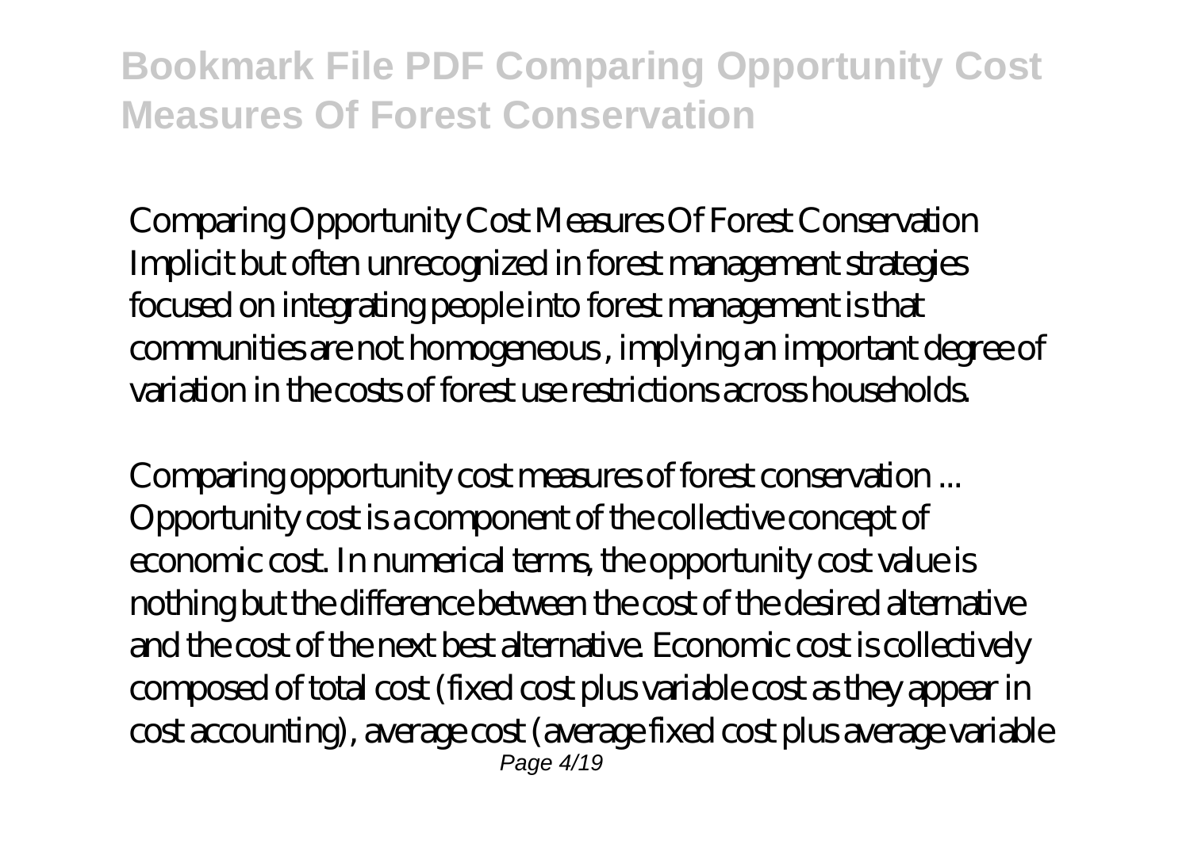*Comparing Opportunity Cost Measures Of Forest Conservation*

Implicit but often unrecognized in forest management strategies focused on integrating people into forest management is that communities are not homogeneous , implying an important degree of variation in the costs of forest use restrictions across households.

*Comparing opportunity cost measures of forest conservation ...*

Opportunity cost is a component of the collective concept of economic cost. In numerical terms, the opportunity cost value is nothing but the difference between the cost of the desired alternative and the cost of the next best alternative. Economic cost is collectively composed of total cost (fixed cost plus variable cost as they appear in cost accounting), average cost (average fixed cost plus average variable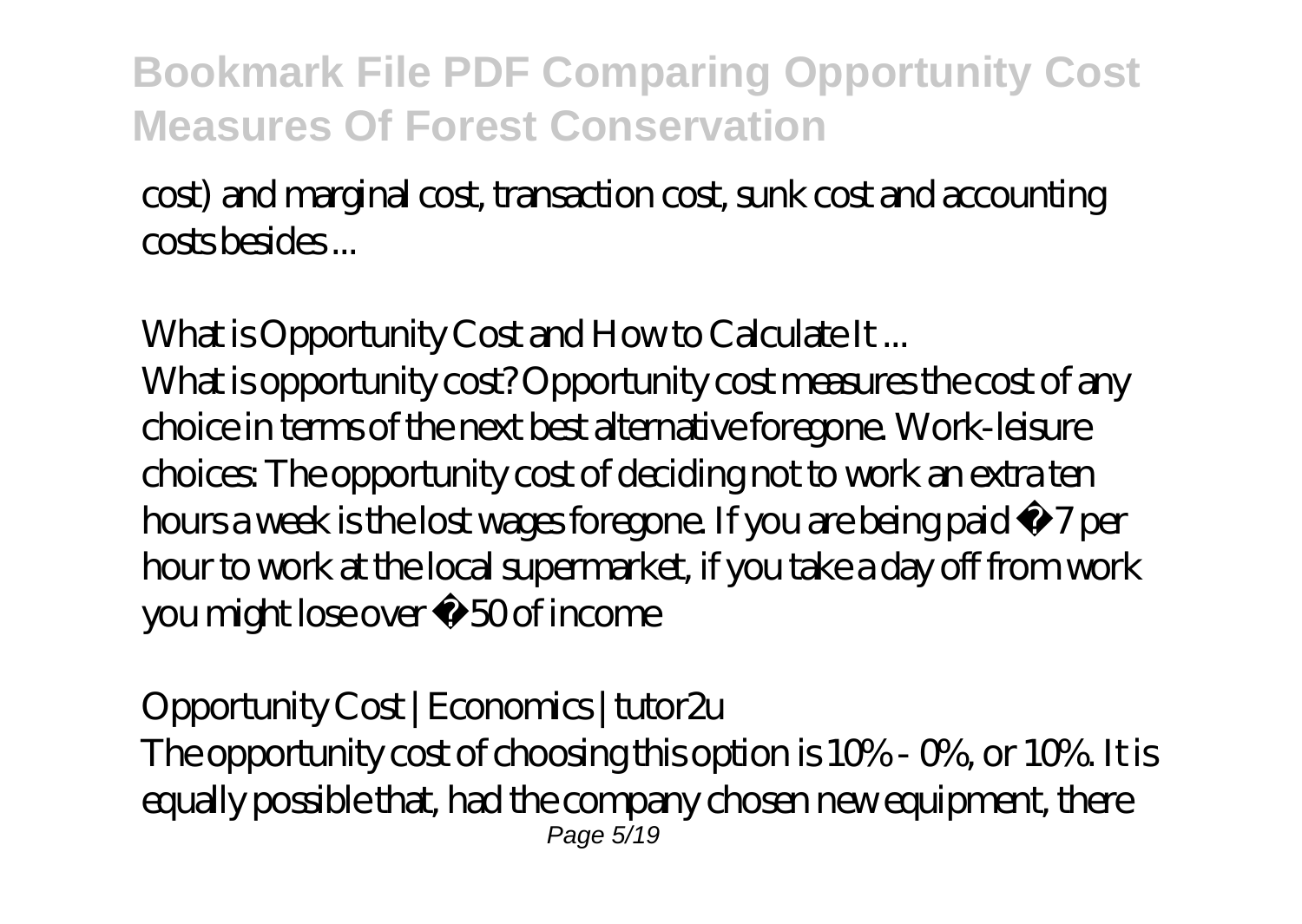cost) and marginal cost, transaction cost, sunk cost and accounting costs besides ...

*What is Opportunity Cost and How to Calculate It ...*

What is opportunity cost? Opportunity cost measures the cost of any choice in terms of the next best alternative foregone. Work-leisure choices: The opportunity cost of deciding not to work an extra ten hours a week is the lost wages foregone. If you are being paid £7 per hour to work at the local supermarket, if you take a day off from work you might lose over £50 of income

*Opportunity Cost | Economics | tutor2u*

The opportunity cost of choosing this option is 10% - 0%, or 10%. It is equally possible that, had the company chosen new equipment, there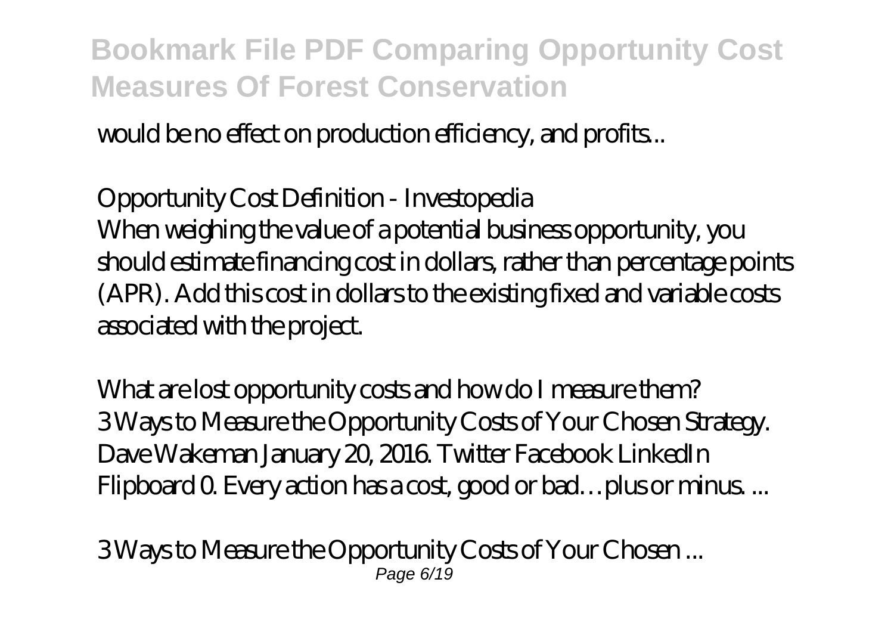would be no effect on production efficiency, and profits...

*Opportunity Cost Definition - Investopedia*

When weighing the value of a potential business opportunity, you should estimate financing cost in dollars, rather than percentage points (APR). Add this cost in dollars to the existing fixed and variable costs associated with the project.

*What are lost opportunity costs and how do I measure them?*

3 Ways to Measure the Opportunity Costs of Your Chosen Strategy. Dave Wakeman January 20, 2016. Twitter Facebook LinkedIn Flipboard 0. Every action has a cost, good or bad…plus or minus. ...

*3 Ways to Measure the Opportunity Costs of Your Chosen ...*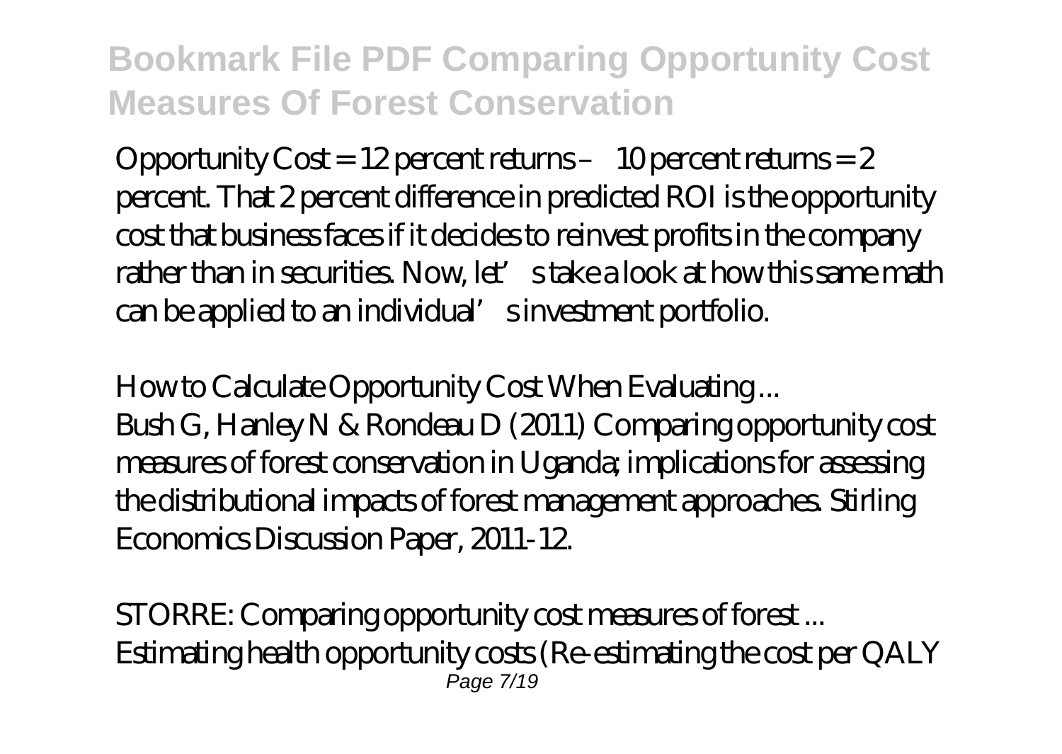Opportunity Cost = 12 percent returns – 10 percent returns = 2 percent. That 2 percent difference in predicted ROI is the opportunity cost that business faces if it decides to reinvest profits in the company rather than in securities. Now, let's take a look at how this same math can be applied to an individual's investment portfolio.

*How to Calculate Opportunity Cost When Evaluating ...*

Bush G, Hanley N & Rondeau D (2011) Comparing opportunity cost measures of forest conservation in Uganda; implications for assessing the distributional impacts of forest management approaches. Stirling Economics Discussion Paper, 2011-12.

*STORRE: Comparing opportunity cost measures of forest ...*

Estimating health opportunity costs (Re-estimating the cost per QALY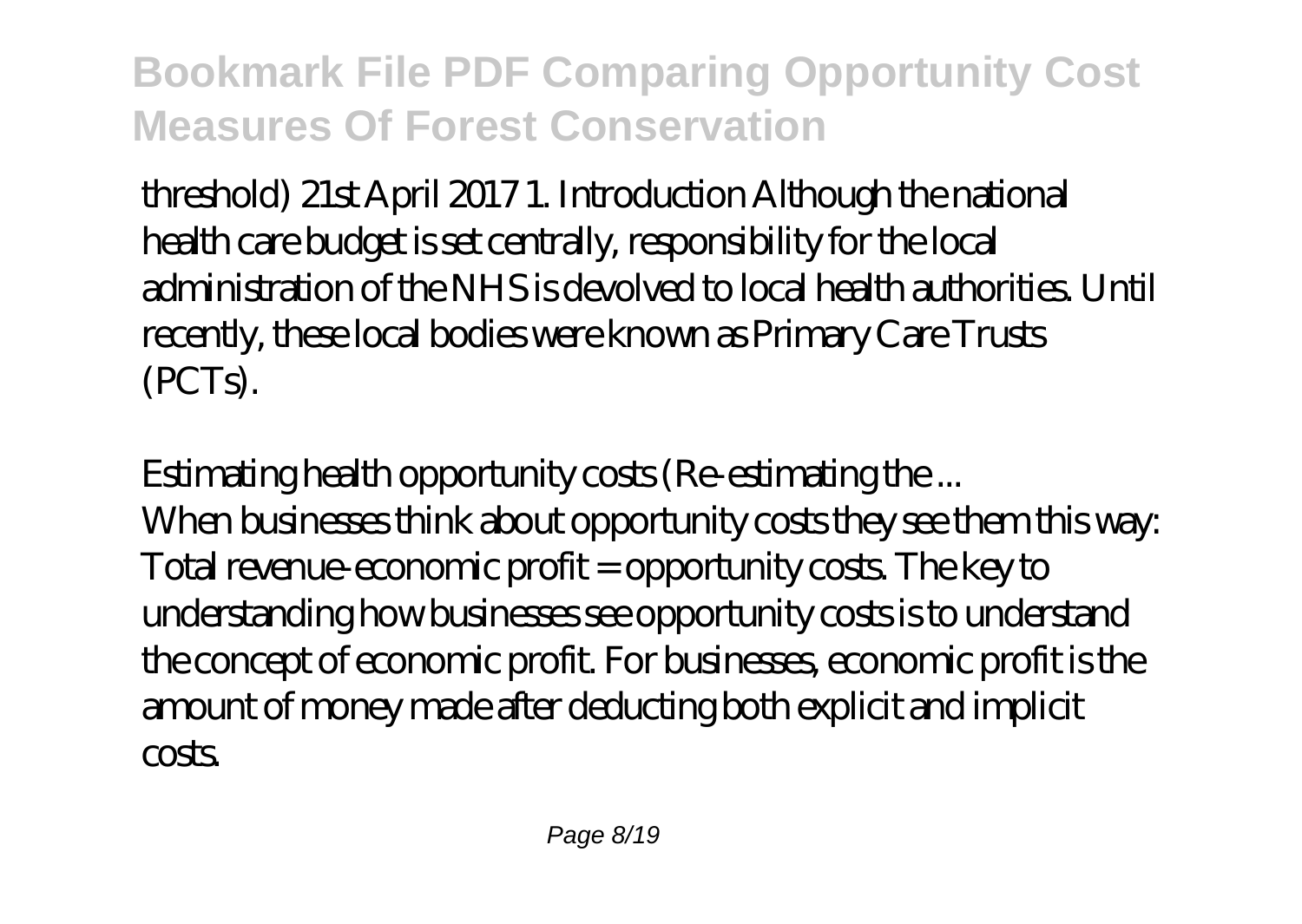threshold) 21st April 2017 1. Introduction Although the national health care budget is set centrally, responsibility for the local administration of the NHS is devolved to local health authorities. Until recently, these local bodies were known as Primary Care Trusts (PCTs).

*Estimating health opportunity costs (Re-estimating the ...*

When businesses think about opportunity costs they see them this way: Total revenue-economic profit = opportunity costs. The key to understanding how businesses see opportunity costs is to understand the concept of economic profit. For businesses, economic profit is the amount of money made after deducting both explicit and implicit costs.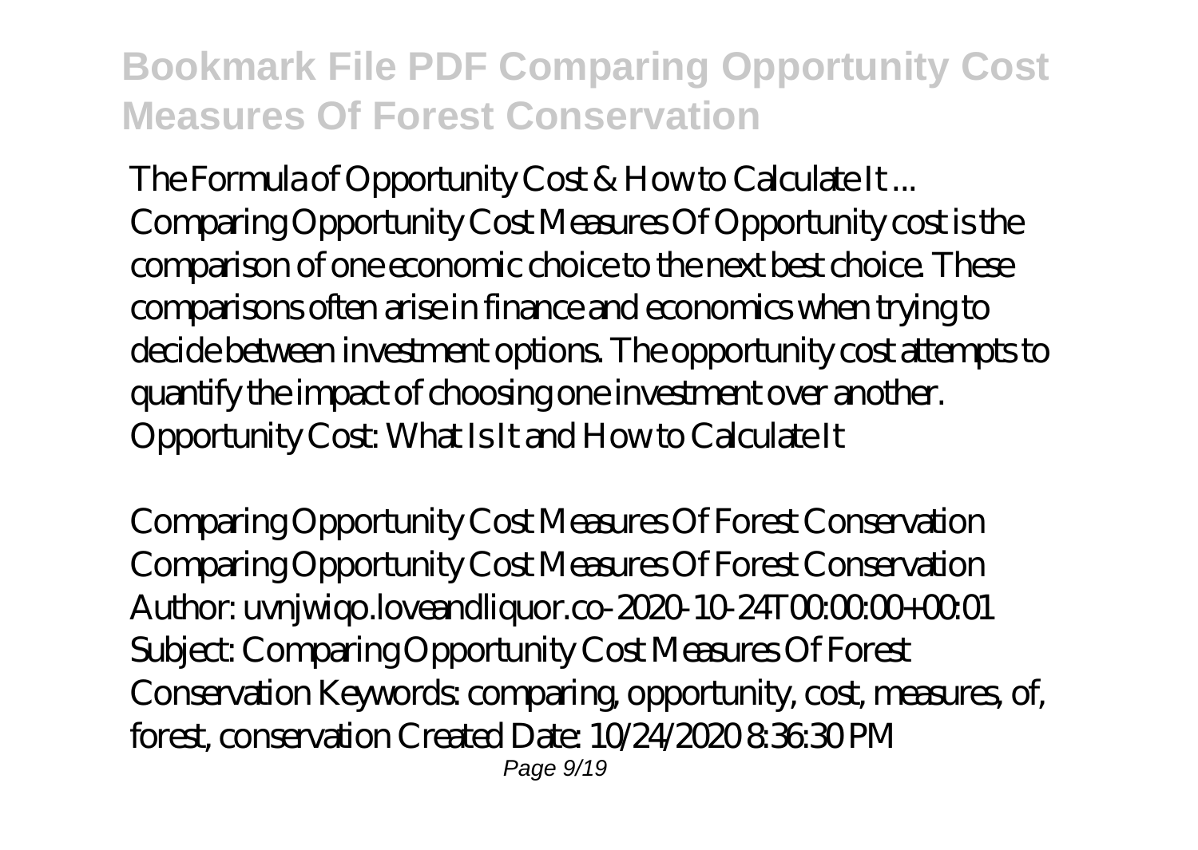*The Formula of Opportunity Cost & How to Calculate It ...*
Comparing Opportunity Cost Measures Of Opportunity cost is the comparison of one economic choice to the next best choice. These comparisons often arise in finance and economics when trying to decide between investment options. The opportunity cost attempts to quantify the impact of choosing one investment over another.
Opportunity Cost: What Is It and How to Calculate It

*Comparing Opportunity Cost Measures Of Forest Conservation*
Comparing Opportunity Cost Measures Of Forest Conservation
Author: uvnjwiqo.loveandliquor.co-2020-10-24T00:00:00+00:01
Subject: Comparing Opportunity Cost Measures Of Forest Conservation Keywords: comparing, opportunity, cost, measures, of, forest, conservation Created Date: 10/24/2020 8:36:30 PM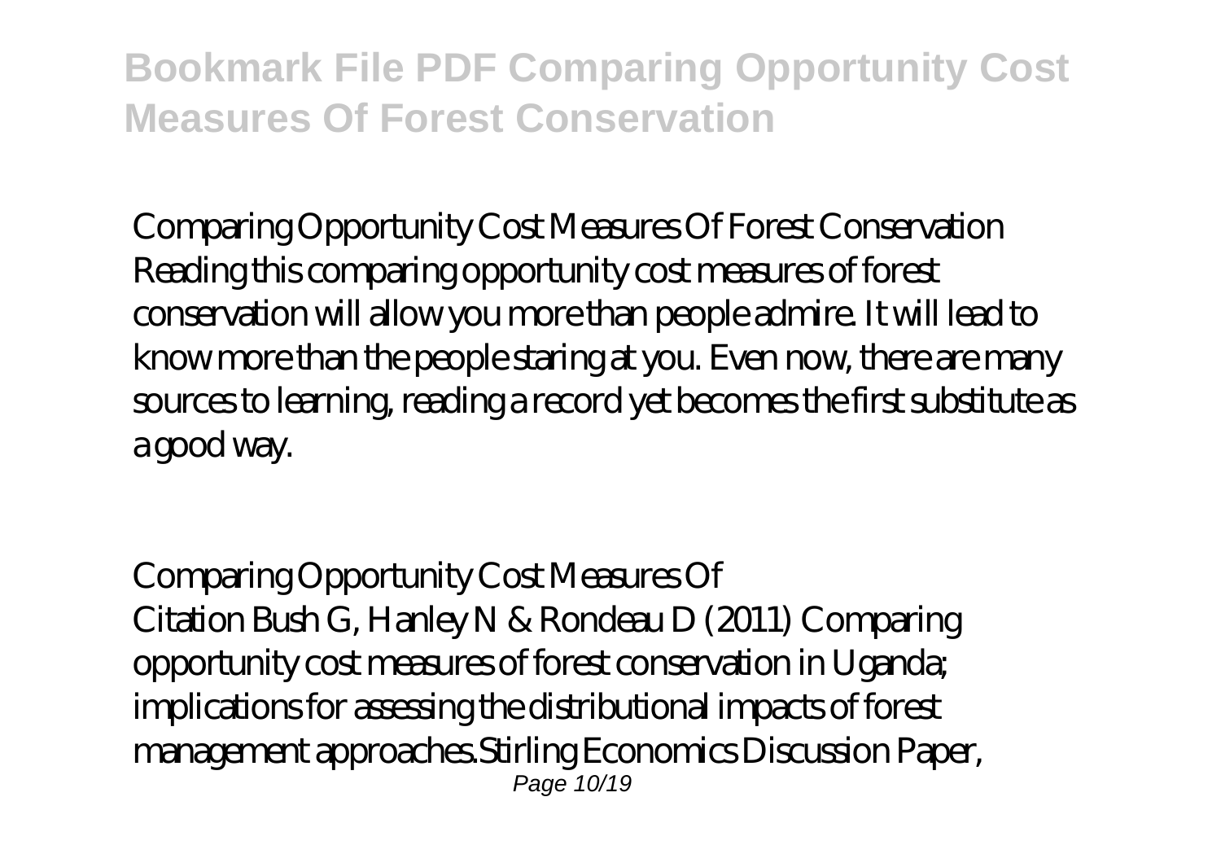Comparing Opportunity Cost Measures Of Forest Conservation

Reading this comparing opportunity cost measures of forest conservation will allow you more than people admire. It will lead to know more than the people staring at you. Even now, there are many sources to learning, reading a record yet becomes the first substitute as a good way.

Comparing Opportunity Cost Measures Of

Citation Bush G, Hanley N & Rondeau D (2011) Comparing opportunity cost measures of forest conservation in Uganda; implications for assessing the distributional impacts of forest management approaches.Stirling Economics Discussion Paper,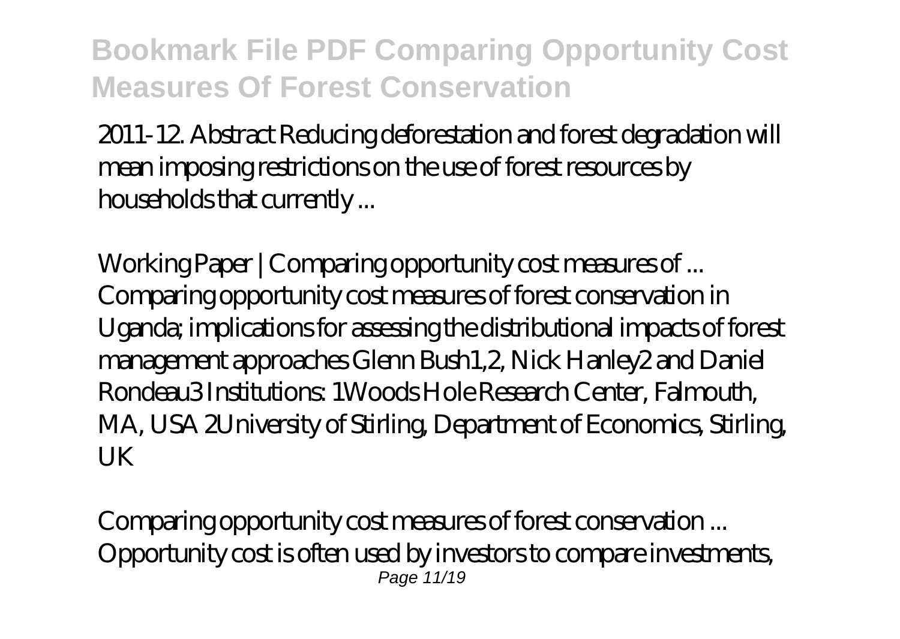2011-12. Abstract Reducing deforestation and forest degradation will mean imposing restrictions on the use of forest resources by households that currently ...

*Working Paper | Comparing opportunity cost measures of ...*
Comparing opportunity cost measures of forest conservation in Uganda; implications for assessing the distributional impacts of forest management approaches Glenn Bush1,2, Nick Hanley2 and Daniel Rondeau3 Institutions: 1Woods Hole Research Center, Falmouth, MA, USA 2University of Stirling, Department of Economics, Stirling, UK

*Comparing opportunity cost measures of forest conservation ...*
Opportunity cost is often used by investors to compare investments,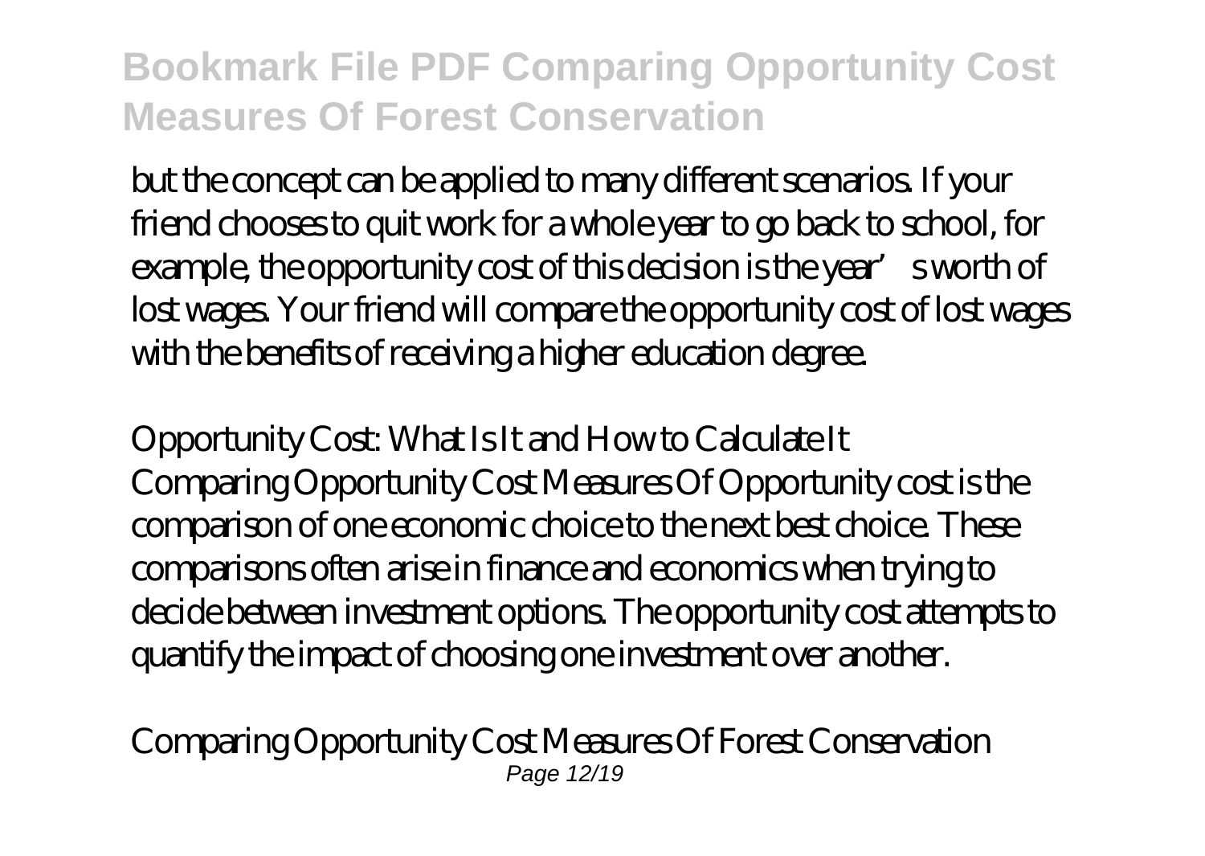but the concept can be applied to many different scenarios. If your friend chooses to quit work for a whole year to go back to school, for example, the opportunity cost of this decision is the year' s worth of lost wages. Your friend will compare the opportunity cost of lost wages with the benefits of receiving a higher education degree.

*Opportunity Cost: What Is It and How to Calculate It*
Comparing Opportunity Cost Measures Of Opportunity cost is the comparison of one economic choice to the next best choice. These comparisons often arise in finance and economics when trying to decide between investment options. The opportunity cost attempts to quantify the impact of choosing one investment over another.

*Comparing Opportunity Cost Measures Of Forest Conservation*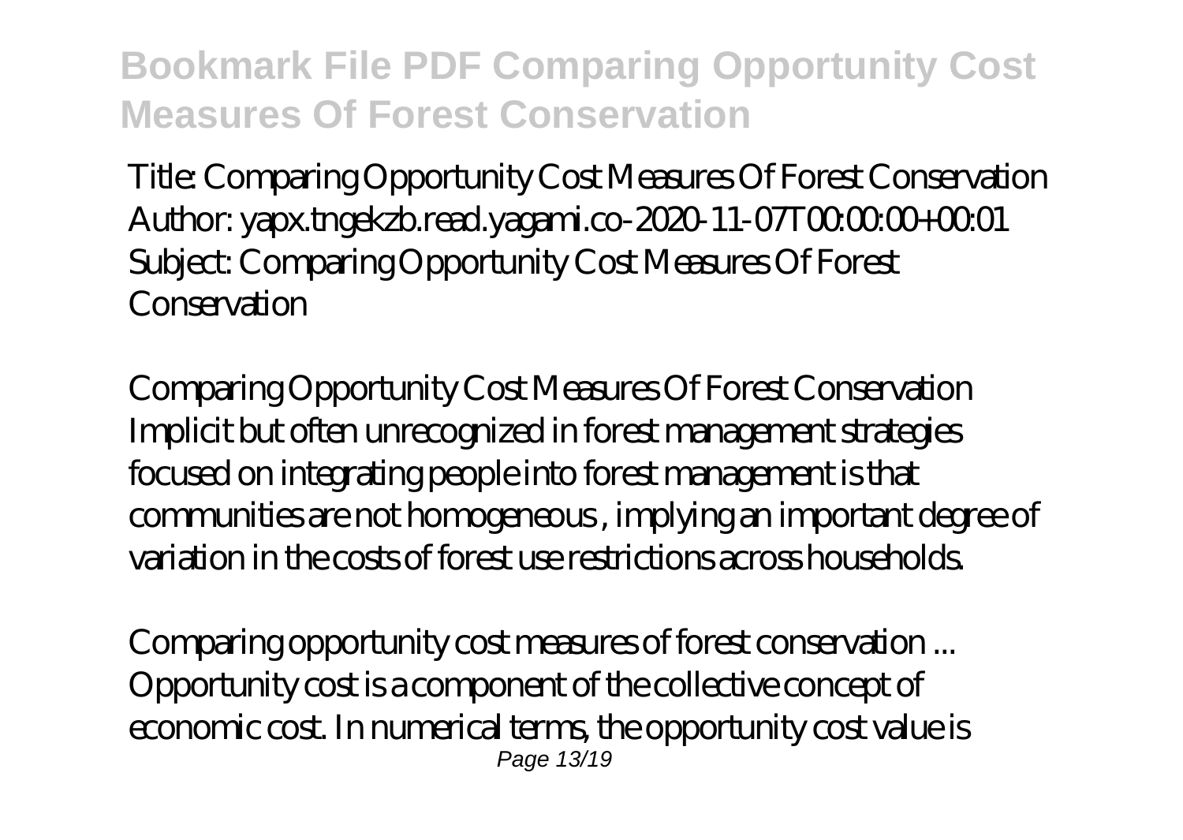Title: Comparing Opportunity Cost Measures Of Forest Conservation
Author: yapx.tngekzb.read.yagami.co-2020-11-07T00:00:00+00:01
Subject: Comparing Opportunity Cost Measures Of Forest Conservation

Comparing Opportunity Cost Measures Of Forest Conservation
Implicit but often unrecognized in forest management strategies focused on integrating people into forest management is that communities are not homogeneous , implying an important degree of variation in the costs of forest use restrictions across households.

Comparing opportunity cost measures of forest conservation ...
Opportunity cost is a component of the collective concept of economic cost. In numerical terms, the opportunity cost value is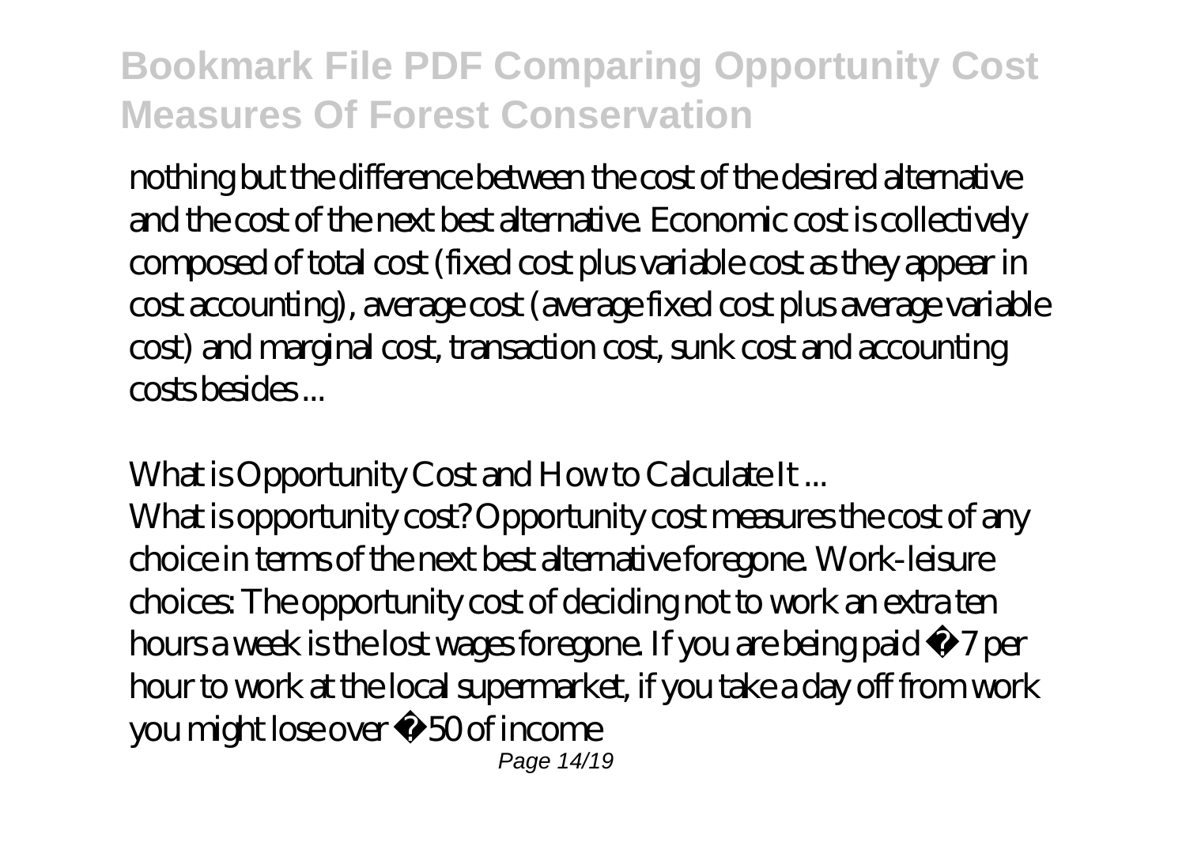nothing but the difference between the cost of the desired alternative and the cost of the next best alternative. Economic cost is collectively composed of total cost (fixed cost plus variable cost as they appear in cost accounting), average cost (average fixed cost plus average variable cost) and marginal cost, transaction cost, sunk cost and accounting costs besides ...

*What is Opportunity Cost and How to Calculate It ...*

What is opportunity cost? Opportunity cost measures the cost of any choice in terms of the next best alternative foregone. Work-leisure choices: The opportunity cost of deciding not to work an extra ten hours a week is the lost wages foregone. If you are being paid £7 per hour to work at the local supermarket, if you take a day off from work you might lose over £50 of income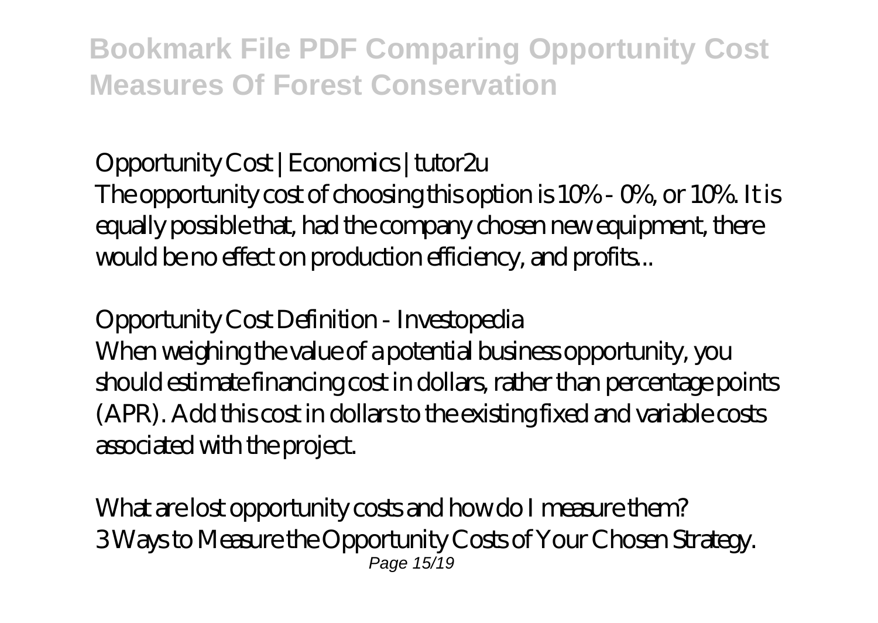*Opportunity Cost | Economics | tutor2u*

The opportunity cost of choosing this option is 10% - 0%, or 10%. It is equally possible that, had the company chosen new equipment, there would be no effect on production efficiency, and profits...

*Opportunity Cost Definition - Investopedia*

When weighing the value of a potential business opportunity, you should estimate financing cost in dollars, rather than percentage points (APR). Add this cost in dollars to the existing fixed and variable costs associated with the project.

*What are lost opportunity costs and how do I measure them?*

3 Ways to Measure the Opportunity Costs of Your Chosen Strategy.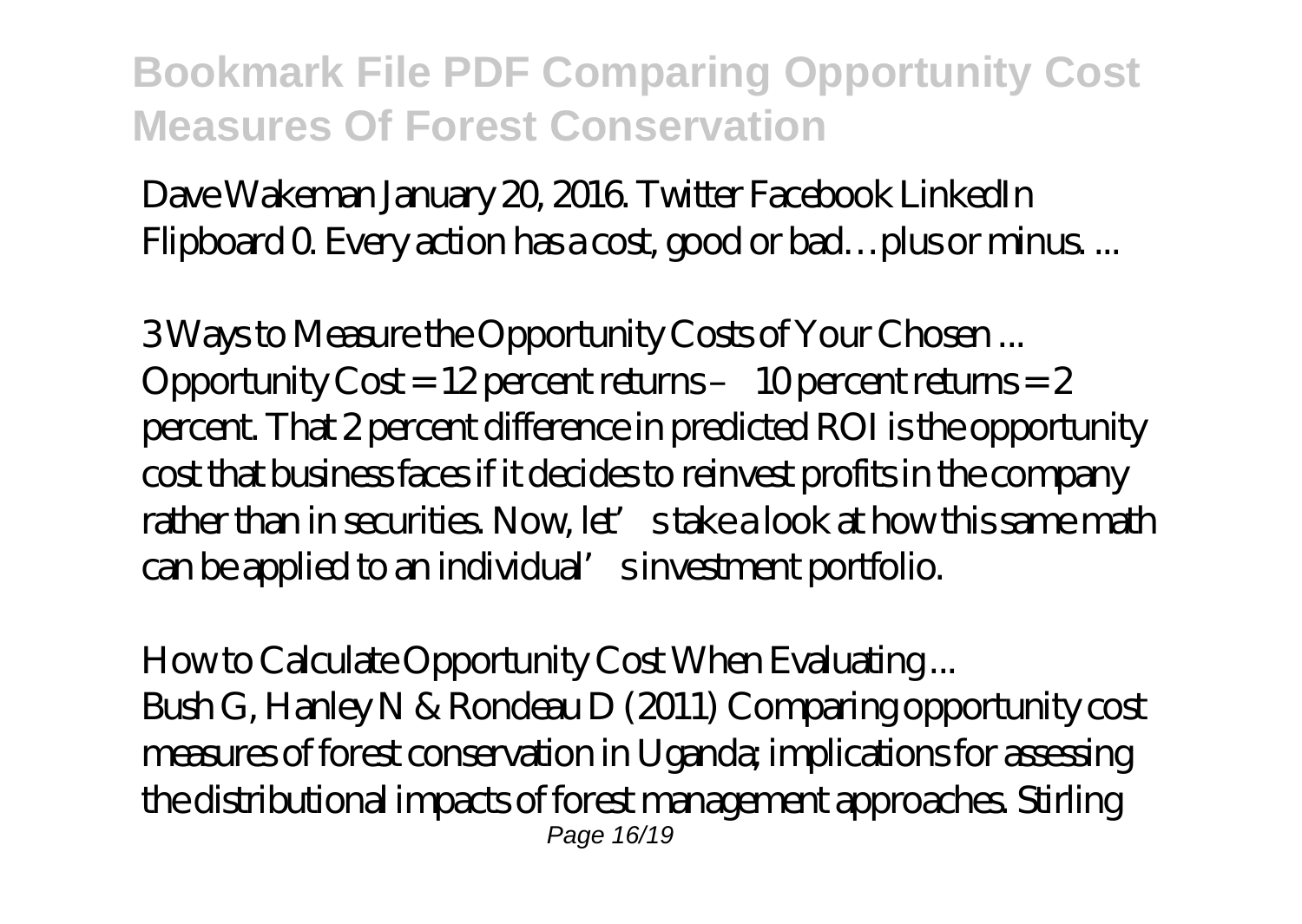Dave Wakeman January 20, 2016. Twitter Facebook LinkedIn Flipboard 0. Every action has a cost, good or bad…plus or minus. ...

*3 Ways to Measure the Opportunity Costs of Your Chosen ...*
Opportunity Cost = 12 percent returns – 10 percent returns = 2 percent. That 2 percent difference in predicted ROI is the opportunity cost that business faces if it decides to reinvest profits in the company rather than in securities. Now, let's take a look at how this same math can be applied to an individual's investment portfolio.

*How to Calculate Opportunity Cost When Evaluating ...*
Bush G, Hanley N & Rondeau D (2011) Comparing opportunity cost measures of forest conservation in Uganda; implications for assessing the distributional impacts of forest management approaches. Stirling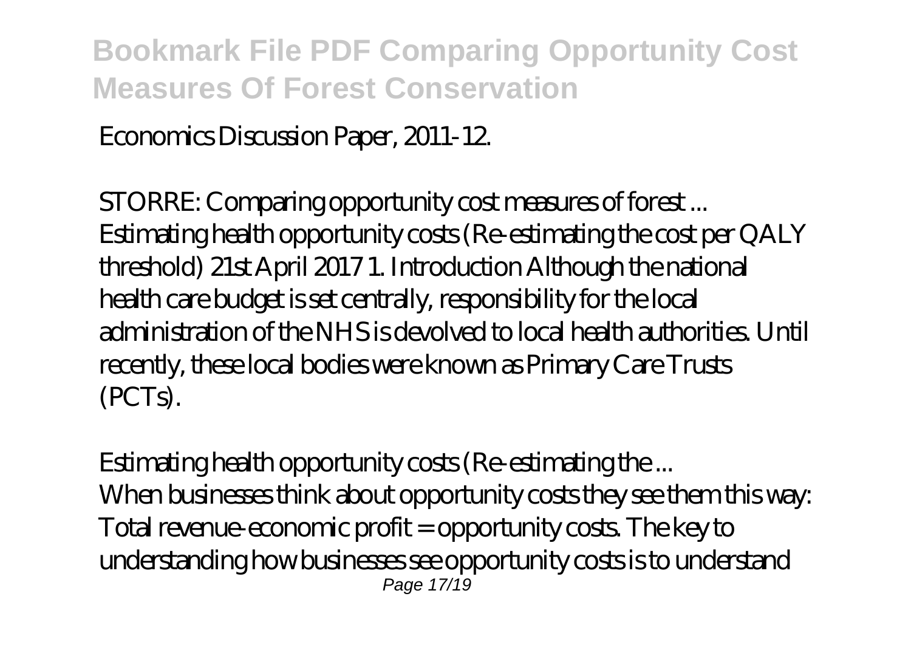Economics Discussion Paper, 2011-12.

*STORRE: Comparing opportunity cost measures of forest ...*
Estimating health opportunity costs (Re-estimating the cost per QALY threshold) 21st April 2017 1. Introduction Although the national health care budget is set centrally, responsibility for the local administration of the NHS is devolved to local health authorities. Until recently, these local bodies were known as Primary Care Trusts (PCTs).

*Estimating health opportunity costs (Re-estimating the ...*
When businesses think about opportunity costs they see them this way: Total revenue-economic profit = opportunity costs. The key to understanding how businesses see opportunity costs is to understand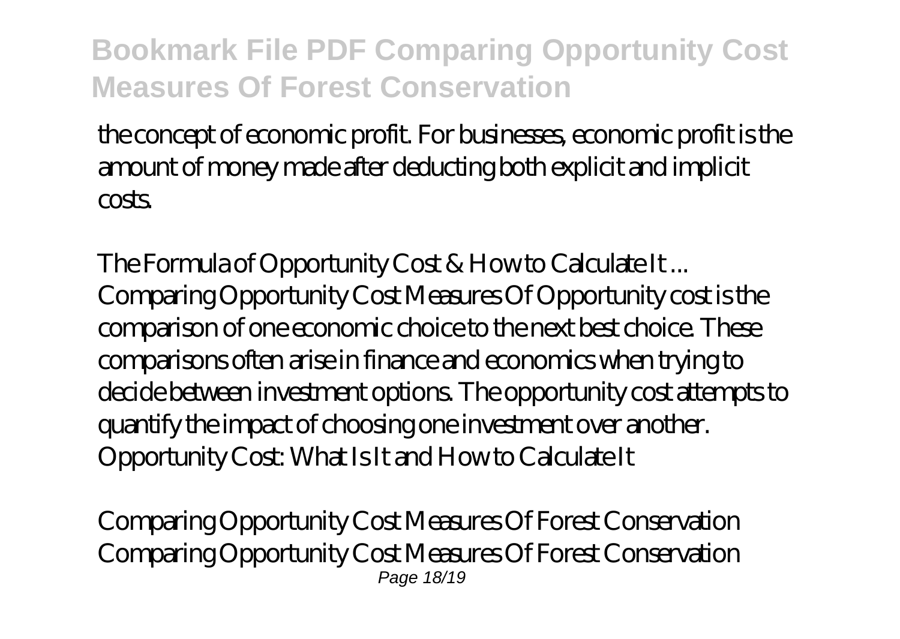the concept of economic profit. For businesses, economic profit is the amount of money made after deducting both explicit and implicit costs.

*The Formula of Opportunity Cost & How to Calculate It ...*
Comparing Opportunity Cost Measures Of Opportunity cost is the comparison of one economic choice to the next best choice. These comparisons often arise in finance and economics when trying to decide between investment options. The opportunity cost attempts to quantify the impact of choosing one investment over another.
Opportunity Cost: What Is It and How to Calculate It

*Comparing Opportunity Cost Measures Of Forest Conservation*
Comparing Opportunity Cost Measures Of Forest Conservation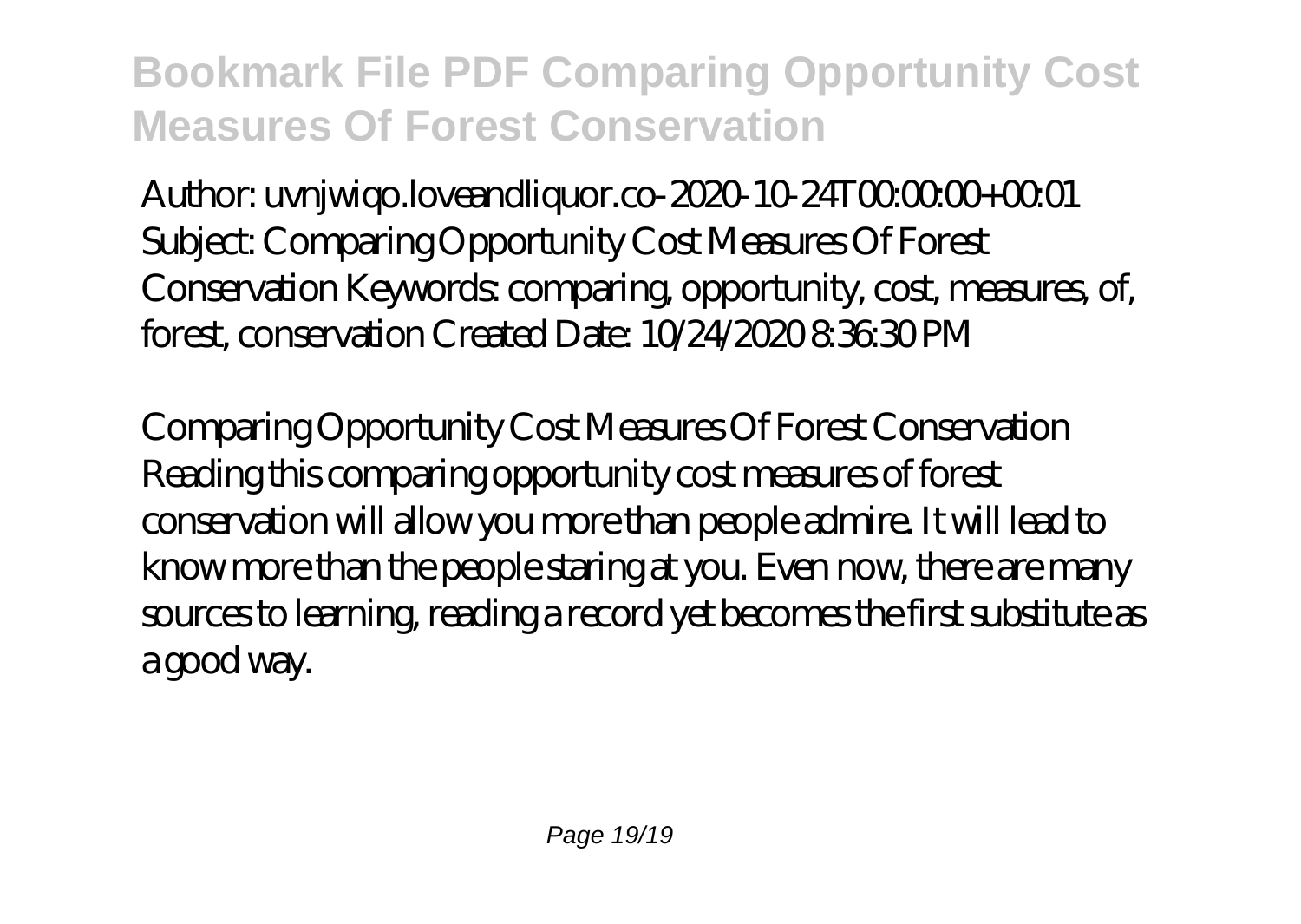Author: uvnjwiqo.loveandliquor.co-2020-10-24T00:00:00+00:01 Subject: Comparing Opportunity Cost Measures Of Forest Conservation Keywords: comparing, opportunity, cost, measures, of, forest, conservation Created Date: 10/24/2020 8:36:30 PM

Comparing Opportunity Cost Measures Of Forest Conservation
Reading this comparing opportunity cost measures of forest conservation will allow you more than people admire. It will lead to know more than the people staring at you. Even now, there are many sources to learning, reading a record yet becomes the first substitute as a good way.